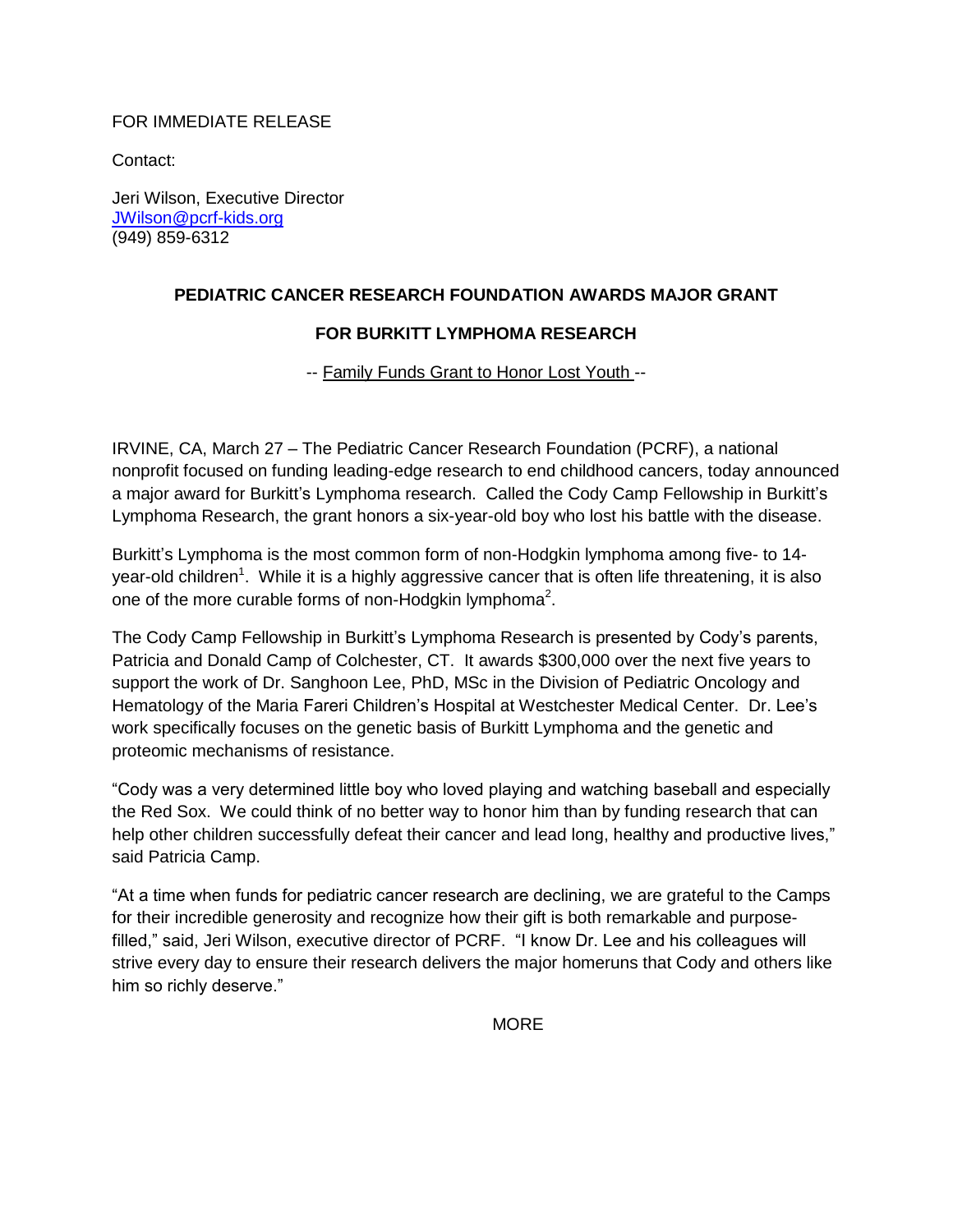FOR IMMEDIATE RELEASE

Contact:

Jeri Wilson, Executive Director
JWilson@pcrf-kids.org
(949) 859-6312

**PEDIATRIC CANCER RESEARCH FOUNDATION AWARDS MAJOR GRANT**

**FOR BURKITT LYMPHOMA RESEARCH**

-- Family Funds Grant to Honor Lost Youth --

IRVINE, CA, March 27 – The Pediatric Cancer Research Foundation (PCRF), a national nonprofit focused on funding leading-edge research to end childhood cancers, today announced a major award for Burkitt's Lymphoma research. Called the Cody Camp Fellowship in Burkitt's Lymphoma Research, the grant honors a six-year-old boy who lost his battle with the disease.

Burkitt's Lymphoma is the most common form of non-Hodgkin lymphoma among five- to 14-year-old children[1]. While it is a highly aggressive cancer that is often life threatening, it is also one of the more curable forms of non-Hodgkin lymphoma[2].

The Cody Camp Fellowship in Burkitt's Lymphoma Research is presented by Cody's parents, Patricia and Donald Camp of Colchester, CT. It awards $300,000 over the next five years to support the work of Dr. Sanghoon Lee, PhD, MSc in the Division of Pediatric Oncology and Hematology of the Maria Fareri Children's Hospital at Westchester Medical Center. Dr. Lee's work specifically focuses on the genetic basis of Burkitt Lymphoma and the genetic and proteomic mechanisms of resistance.

"Cody was a very determined little boy who loved playing and watching baseball and especially the Red Sox. We could think of no better way to honor him than by funding research that can help other children successfully defeat their cancer and lead long, healthy and productive lives," said Patricia Camp.

"At a time when funds for pediatric cancer research are declining, we are grateful to the Camps for their incredible generosity and recognize how their gift is both remarkable and purpose-filled," said, Jeri Wilson, executive director of PCRF. "I know Dr. Lee and his colleagues will strive every day to ensure their research delivers the major homeruns that Cody and others like him so richly deserve."

MORE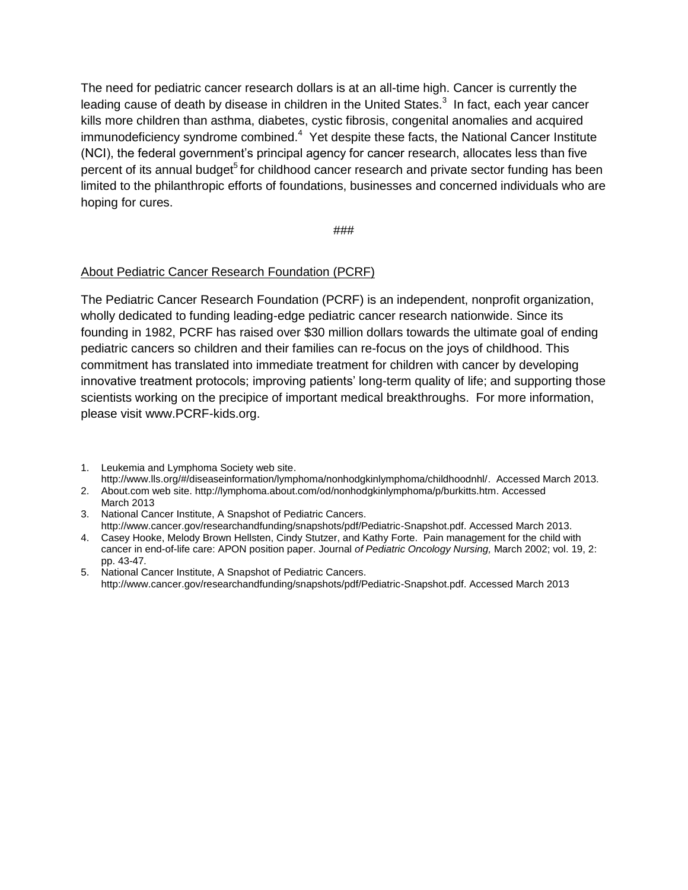The need for pediatric cancer research dollars is at an all-time high. Cancer is currently the leading cause of death by disease in children in the United States.[3] In fact, each year cancer kills more children than asthma, diabetes, cystic fibrosis, congenital anomalies and acquired immunodeficiency syndrome combined.[4] Yet despite these facts, the National Cancer Institute (NCI), the federal government's principal agency for cancer research, allocates less than five percent of its annual budget[5] for childhood cancer research and private sector funding has been limited to the philanthropic efforts of foundations, businesses and concerned individuals who are hoping for cures.

###

About Pediatric Cancer Research Foundation (PCRF)

The Pediatric Cancer Research Foundation (PCRF) is an independent, nonprofit organization, wholly dedicated to funding leading-edge pediatric cancer research nationwide. Since its founding in 1982, PCRF has raised over $30 million dollars towards the ultimate goal of ending pediatric cancers so children and their families can re-focus on the joys of childhood. This commitment has translated into immediate treatment for children with cancer by developing innovative treatment protocols; improving patients' long-term quality of life; and supporting those scientists working on the precipice of important medical breakthroughs. For more information, please visit www.PCRF-kids.org.

1. Leukemia and Lymphoma Society web site. http://www.lls.org/#/diseaseinformation/lymphoma/nonhodgkinlymphoma/childhoodnhl/. Accessed March 2013.
2. About.com web site. http://lymphoma.about.com/od/nonhodgkinlymphoma/p/burkitts.htm. Accessed March 2013
3. National Cancer Institute, A Snapshot of Pediatric Cancers. http://www.cancer.gov/researchandfunding/snapshots/pdf/Pediatric-Snapshot.pdf. Accessed March 2013.
4. Casey Hooke, Melody Brown Hellsten, Cindy Stutzer, and Kathy Forte. Pain management for the child with cancer in end-of-life care: APON position paper. Journal *of Pediatric Oncology Nursing,* March 2002; vol. 19, 2: pp. 43-47.
5. National Cancer Institute, A Snapshot of Pediatric Cancers. http://www.cancer.gov/researchandfunding/snapshots/pdf/Pediatric-Snapshot.pdf. Accessed March 2013